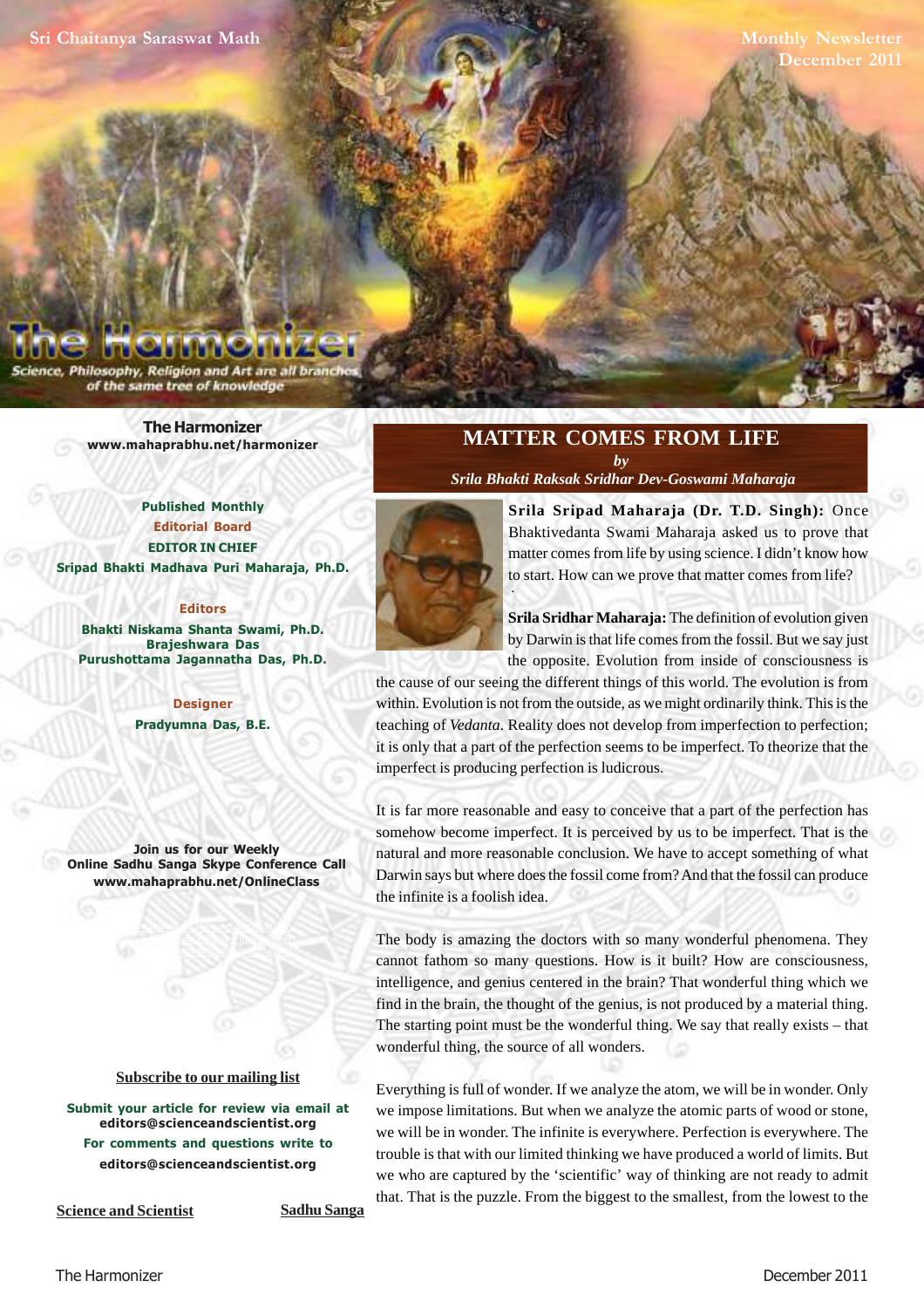Sri Chaitanya Saraswat Math

Monthly Newsletter
December 2011

# The Harmonizer

Science, Philosophy, Religion and Art are all branches of the same tree of knowledge

**The Harmonizer**
www.mahaprabhu.net/harmonizer

Published Monthly
Editorial Board
EDITOR IN CHIEF
Sripad Bhakti Madhava Puri Maharaja, Ph.D.

Editors
Bhakti Niskama Shanta Swami, Ph.D.
Brajeshwara Das
Purushottama Jagannatha Das, Ph.D.

Designer
Pradyumna Das, B.E.

Join us for our Weekly Online Sadhu Sanga Skype Conference Call
www.mahaprabhu.net/OnlineClass

Subscribe to our mailing list

Submit your article for review via email at
editors@scienceandscientist.org
For comments and questions write to
editors@scienceandscientist.org

Science and Scientist

Sadhu Sanga

## MATTER COMES FROM LIFE

*by*
*Srila Bhakti Raksak Sridhar Dev-Goswami Maharaja*

**Srila Sripad Maharaja (Dr. T.D. Singh):** Once Bhaktivedanta Swami Maharaja asked us to prove that matter comes from life by using science. I didn't know how to start. How can we prove that matter comes from life?

**Srila Sridhar Maharaja:** The definition of evolution given by Darwin is that life comes from the fossil. But we say just the opposite. Evolution from inside of consciousness is the cause of our seeing the different things of this world. The evolution is from within. Evolution is not from the outside, as we might ordinarily think. This is the teaching of *Vedanta*. Reality does not develop from imperfection to perfection; it is only that a part of the perfection seems to be imperfect. To theorize that the imperfect is producing perfection is ludicrous.

It is far more reasonable and easy to conceive that a part of the perfection has somehow become imperfect. It is perceived by us to be imperfect. That is the natural and more reasonable conclusion. We have to accept something of what Darwin says but where does the fossil come from? And that the fossil can produce the infinite is a foolish idea.

The body is amazing the doctors with so many wonderful phenomena. They cannot fathom so many questions. How is it built? How are consciousness, intelligence, and genius centered in the brain? That wonderful thing which we find in the brain, the thought of the genius, is not produced by a material thing. The starting point must be the wonderful thing. We say that really exists – that wonderful thing, the source of all wonders.

Everything is full of wonder. If we analyze the atom, we will be in wonder. Only we impose limitations. But when we analyze the atomic parts of wood or stone, we will be in wonder. The infinite is everywhere. Perfection is everywhere. The trouble is that with our limited thinking we have produced a world of limits. But we who are captured by the 'scientific' way of thinking are not ready to admit that. That is the puzzle. From the biggest to the smallest, from the lowest to the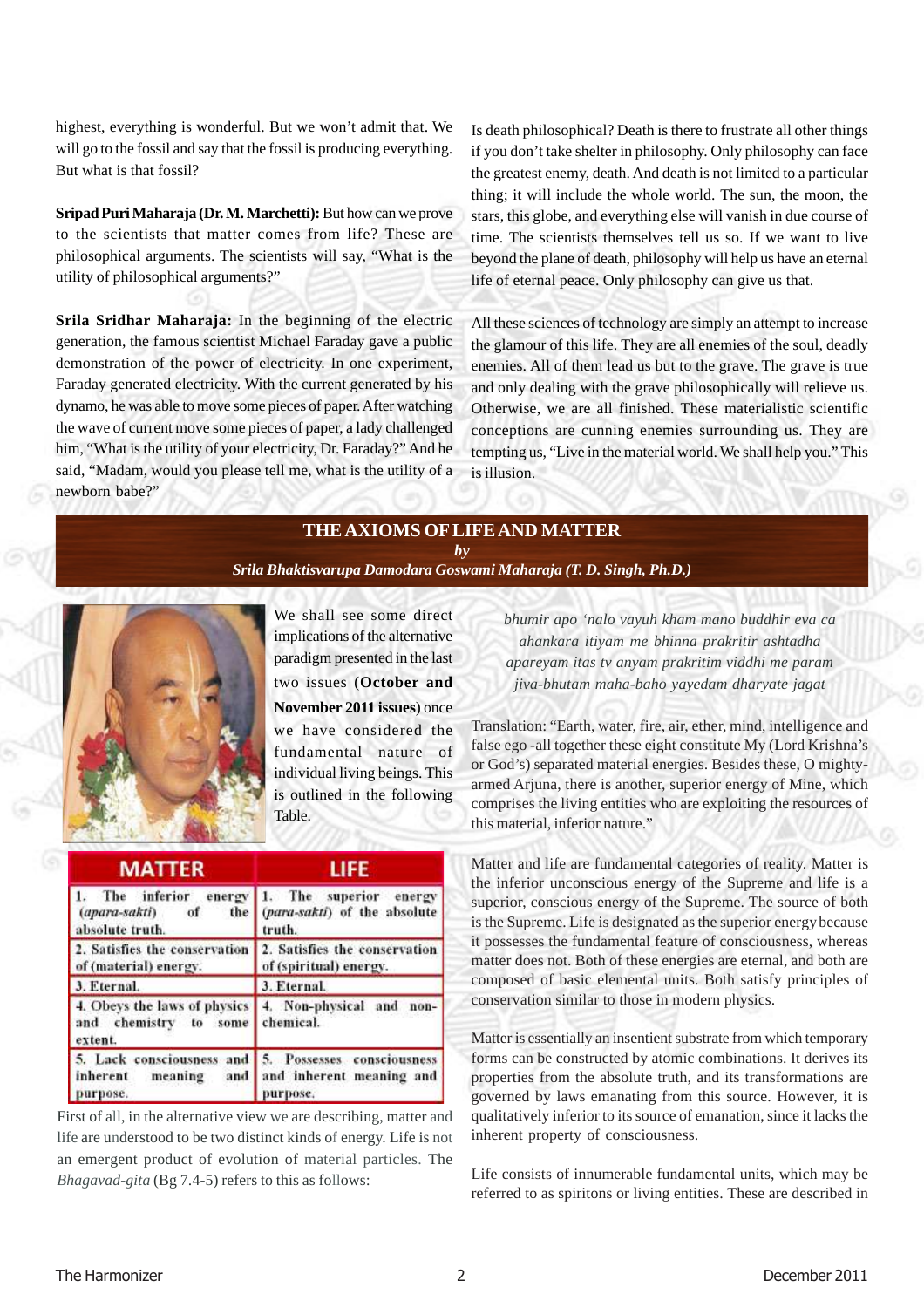highest, everything is wonderful. But we won't admit that. We will go to the fossil and say that the fossil is producing everything. But what is that fossil?

**Sripad Puri Maharaja (Dr. M. Marchetti):** But how can we prove to the scientists that matter comes from life? These are philosophical arguments. The scientists will say, "What is the utility of philosophical arguments?"

**Srila Sridhar Maharaja:** In the beginning of the electric generation, the famous scientist Michael Faraday gave a public demonstration of the power of electricity. In one experiment, Faraday generated electricity. With the current generated by his dynamo, he was able to move some pieces of paper. After watching the wave of current move some pieces of paper, a lady challenged him, "What is the utility of your electricity, Dr. Faraday?" And he said, "Madam, would you please tell me, what is the utility of a newborn babe?"

Is death philosophical? Death is there to frustrate all other things if you don't take shelter in philosophy. Only philosophy can face the greatest enemy, death. And death is not limited to a particular thing; it will include the whole world. The sun, the moon, the stars, this globe, and everything else will vanish in due course of time. The scientists themselves tell us so. If we want to live beyond the plane of death, philosophy will help us have an eternal life of eternal peace. Only philosophy can give us that.

All these sciences of technology are simply an attempt to increase the glamour of this life. They are all enemies of the soul, deadly enemies. All of them lead us but to the grave. The grave is true and only dealing with the grave philosophically will relieve us. Otherwise, we are all finished. These materialistic scientific conceptions are cunning enemies surrounding us. They are tempting us, "Live in the material world. We shall help you." This is illusion.

## THE AXIOMS OF LIFE AND MATTER

*by*

*Srila Bhaktisvarupa Damodara Goswami Maharaja (T. D. Singh, Ph.D.)*

We shall see some direct implications of the alternative paradigm presented in the last two issues (**October and November 2011 issues**) once we have considered the fundamental nature of individual living beings. This is outlined in the following Table.

| MATTER | LIFE |
|---|---|
| 1. The inferior energy (*apara-sakti*) of the absolute truth. | 1. The superior energy (*para-sakti*) of the absolute truth. |
| 2. Satisfies the conservation of (material) energy. | 2. Satisfies the conservation of (spiritual) energy. |
| 3. Eternal. | 3. Eternal. |
| 4. Obeys the laws of physics and chemistry to some extent. | 4. Non-physical and non-chemical. |
| 5. Lack consciousness and inherent meaning and purpose. | 5. Possesses consciousness and inherent meaning and purpose. |

First of all, in the alternative view we are describing, matter and life are understood to be two distinct kinds of energy. Life is not an emergent product of evolution of material particles. The *Bhagavad-gita* (Bg 7.4-5) refers to this as follows:

*bhumir apo 'nalo vayuh kham mano buddhir eva ca*
*ahankara itiyam me bhinna prakritir ashtadha*
*apareyam itas tv anyam prakritim viddhi me param*
*jiva-bhutam maha-baho yayedam dharyate jagat*

Translation: "Earth, water, fire, air, ether, mind, intelligence and false ego -all together these eight constitute My (Lord Krishna's or God's) separated material energies. Besides these, O mighty-armed Arjuna, there is another, superior energy of Mine, which comprises the living entities who are exploiting the resources of this material, inferior nature."

Matter and life are fundamental categories of reality. Matter is the inferior unconscious energy of the Supreme and life is a superior, conscious energy of the Supreme. The source of both is the Supreme. Life is designated as the superior energy because it possesses the fundamental feature of consciousness, whereas matter does not. Both of these energies are eternal, and both are composed of basic elemental units. Both satisfy principles of conservation similar to those in modern physics.

Matter is essentially an insentient substrate from which temporary forms can be constructed by atomic combinations. It derives its properties from the absolute truth, and its transformations are governed by laws emanating from this source. However, it is qualitatively inferior to its source of emanation, since it lacks the inherent property of consciousness.

Life consists of innumerable fundamental units, which may be referred to as spiritons or living entities. These are described in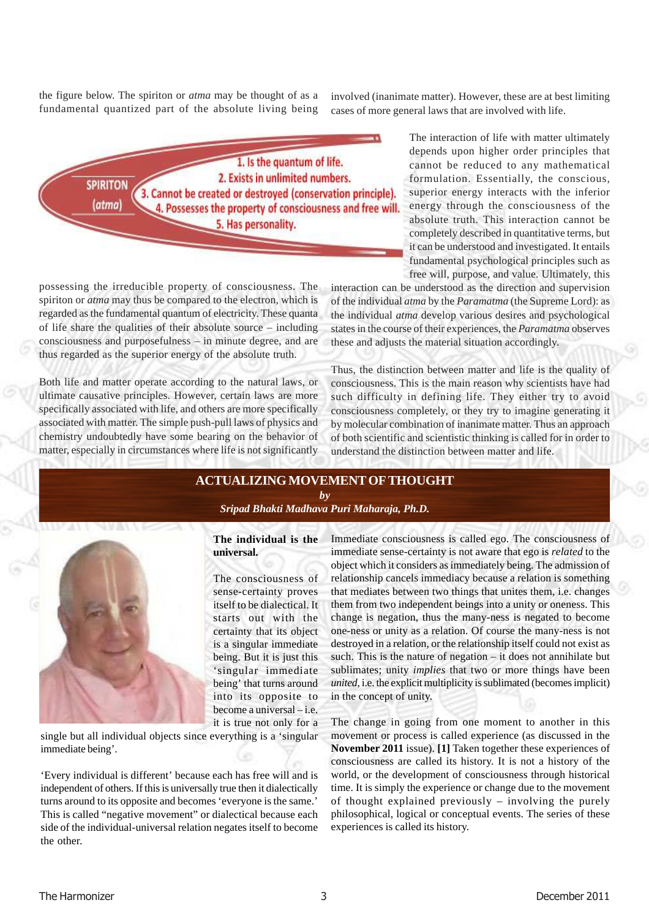the figure below. The spiriton or *atma* may be thought of as a fundamental quantized part of the absolute living being possessing the irreducible property of consciousness. The spiriton or *atma* may thus be compared to the electron, which is regarded as the fundamental quantum of electricity. These quanta of life share the qualities of their absolute source – including consciousness and purposefulness – in minute degree, and are thus regarded as the superior energy of the absolute truth.

SPIRITON (*atma*)

1. Is the quantum of life.
2. Exists in unlimited numbers.
3. Cannot be created or destroyed (conservation principle).
4. Possesses the property of consciousness and free will.
5. Has personality.

Both life and matter operate according to the natural laws, or ultimate causative principles. However, certain laws are more specifically associated with life, and others are more specifically associated with matter. The simple push-pull laws of physics and chemistry undoubtedly have some bearing on the behavior of matter, especially in circumstances where life is not significantly involved (inanimate matter). However, these are at best limiting cases of more general laws that are involved with life.

The interaction of life with matter ultimately depends upon higher order principles that cannot be reduced to any mathematical formulation. Essentially, the conscious, superior energy interacts with the inferior energy through the consciousness of the absolute truth. This interaction cannot be completely described in quantitative terms, but it can be understood and investigated. It entails fundamental psychological principles such as free will, purpose, and value. Ultimately, this interaction can be understood as the direction and supervision of the individual *atma* by the *Paramatma* (the Supreme Lord): as the individual *atma* develop various desires and psychological states in the course of their experiences, the *Paramatma* observes these and adjusts the material situation accordingly.

Thus, the distinction between matter and life is the quality of consciousness. This is the main reason why scientists have had such difficulty in defining life. They either try to avoid consciousness completely, or they try to imagine generating it by molecular combination of inanimate matter. Thus an approach of both scientific and scientistic thinking is called for in order to understand the distinction between matter and life.

# ACTUALIZING MOVEMENT OF THOUGHT

*by*

***Sripad Bhakti Madhava Puri Maharaja, Ph.D.***

**The individual is the universal.**

The consciousness of sense-certainty proves itself to be dialectical. It starts out with the certainty that its object is a singular immediate being. But it is just this 'singular immediate being' that turns around into its opposite to become a universal – i.e. it is true not only for a single but all individual objects since everything is a 'singular immediate being'.

'Every individual is different' because each has free will and is independent of others. If this is universally true then it dialectically turns around to its opposite and becomes 'everyone is the same.' This is called "negative movement" or dialectical because each side of the individual-universal relation negates itself to become the other.

Immediate consciousness is called ego. The consciousness of immediate sense-certainty is not aware that ego is *related* to the object which it considers as immediately being. The admission of relationship cancels immediacy because a relation is something that mediates between two things that unites them, i.e. changes them from two independent beings into a unity or oneness. This change is negation, thus the many-ness is negated to become one-ness or unity as a relation. Of course the many-ness is not destroyed in a relation, or the relationship itself could not exist as such. This is the nature of negation – it does not annihilate but sublimates; unity *implies* that two or more things have been *united*, i.e. the explicit multiplicity is sublimated (becomes implicit) in the concept of unity.

The change in going from one moment to another in this movement or process is called experience (as discussed in the **November 2011** issue). **[1]** Taken together these experiences of consciousness are called its history. It is not a history of the world, or the development of consciousness through historical time. It is simply the experience or change due to the movement of thought explained previously – involving the purely philosophical, logical or conceptual events. The series of these experiences is called its history.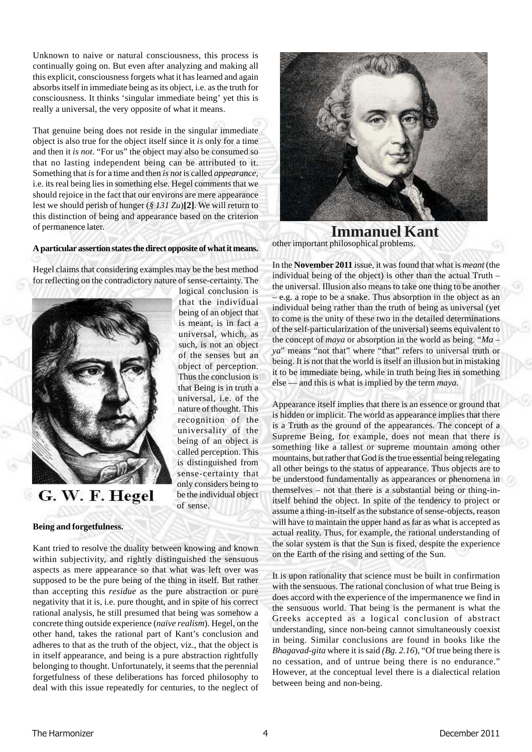Unknown to naive or natural consciousness, this process is continually going on. But even after analyzing and making all this explicit, consciousness forgets what it has learned and again absorbs itself in immediate being as its object, i.e. as the truth for consciousness. It thinks 'singular immediate being' yet this is really a universal, the very opposite of what it means.

That genuine being does not reside in the singular immediate object is also true for the object itself since it *is* only for a time and then it *is not*. "For us" the object may also be consumed so that no lasting independent being can be attributed to it. Something that *is* for a time and then *is not* is called *appearance*, i.e. its real being lies in something else. Hegel comments that we should rejoice in the fact that our environs are mere appearance lest we should perish of hunger (*§ 131 Zu*)**[2]**. We will return to this distinction of being and appearance based on the criterion of permanence later.

**A particular assertion states the direct opposite of what it means.**

Hegel claims that considering examples may be the best method for reflecting on the contradictory nature of sense-certainty. The logical conclusion is that the individual being of an object that is meant, is in fact a universal, which, as such, is not an object of the senses but an object of perception. Thus the conclusion is that Being is in truth a universal, i.e. of the nature of thought. This recognition of the universality of the being of an object is called perception. This is distinguished from sense-certainty that only considers being to be the individual object of sense.

G. W. F. Hegel

**Being and forgetfulness.**

Kant tried to resolve the duality between knowing and known within subjectivity, and rightly distinguished the sensuous aspects as mere appearance so that what was left over was supposed to be the pure being of the thing in itself. But rather than accepting this *residue* as the pure abstraction or pure negativity that it is, i.e. pure thought, and in spite of his correct rational analysis, he still presumed that being was somehow a concrete thing outside experience (*naïve realism*). Hegel, on the other hand, takes the rational part of Kant's conclusion and adheres to that as the truth of the object, viz., that the object is in itself appearance, and being is a pure abstraction rightfully belonging to thought. Unfortunately, it seems that the perennial forgetfulness of these deliberations has forced philosophy to deal with this issue repeatedly for centuries, to the neglect of other important philosophical problems.

Immanuel Kant

In the **November 2011** issue, it was found that what is *meant* (the individual being of the object) is other than the actual Truth – the universal. Illusion also means to take one thing to be another – e.g. a rope to be a snake. Thus absorption in the object as an individual being rather than the truth of being as universal (yet to come is the unity of these two in the detailed determinations of the self-particularization of the universal) seems equivalent to the concept of *maya* or absorption in the world as being. "*Ma – ya*" means "not that" where "that" refers to universal truth or being. It is not that the world is itself an illusion but in mistaking it to be immediate being, while in truth being lies in something else — and this is what is implied by the term *maya.*

Appearance itself implies that there is an essence or ground that is hidden or implicit. The world as appearance implies that there is a Truth as the ground of the appearances. The concept of a Supreme Being, for example, does not mean that there is something like a tallest or supreme mountain among other mountains, but rather that God is the true essential being relegating all other beings to the status of appearance. Thus objects are to be understood fundamentally as appearances or phenomena in themselves – not that there is a substantial being or thing-in-itself behind the object. In spite of the tendency to project or assume a thing-in-itself as the substance of sense-objects, reason will have to maintain the upper hand as far as what is accepted as actual reality. Thus, for example, the rational understanding of the solar system is that the Sun is fixed, despite the experience on the Earth of the rising and setting of the Sun.

It is upon rationality that science must be built in confirmation with the sensuous. The rational conclusion of what true Being is does accord with the experience of the impermanence we find in the sensuous world. That being is the permanent is what the Greeks accepted as a logical conclusion of abstract understanding, since non-being cannot simultaneously coexist in being. Similar conclusions are found in books like the *Bhagavad-gita* where it is said *(Bg. 2.16*), "Of true being there is no cessation, and of untrue being there is no endurance." However, at the conceptual level there is a dialectical relation between being and non-being.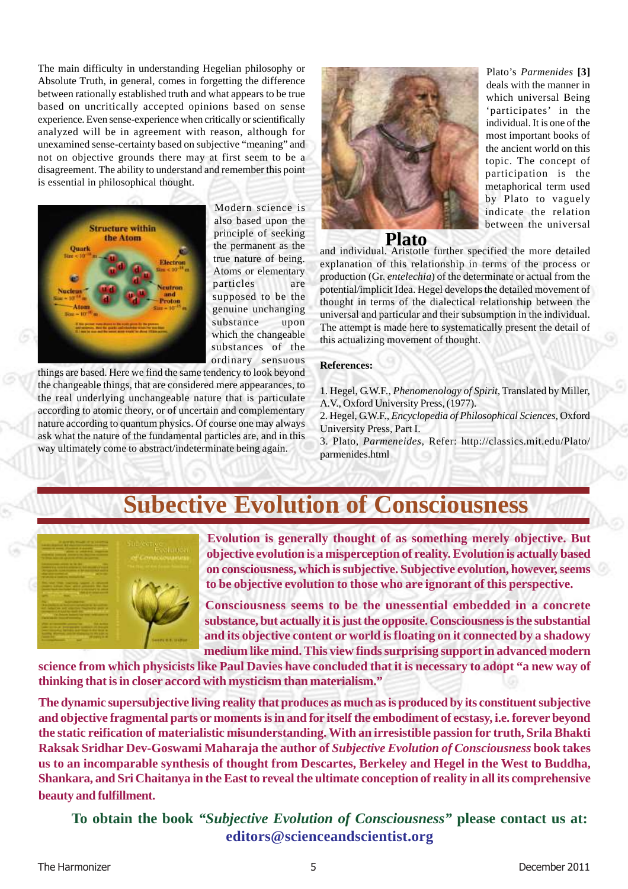The main difficulty in understanding Hegelian philosophy or Absolute Truth, in general, comes in forgetting the difference between rationally established truth and what appears to be true based on uncritically accepted opinions based on sense experience. Even sense-experience when critically or scientifically analyzed will be in agreement with reason, although for unexamined sense-certainty based on subjective "meaning" and not on objective grounds there may at first seem to be a disagreement. The ability to understand and remember this point is essential in philosophical thought.

Modern science is also based upon the principle of seeking the permanent as the true nature of being. Atoms or elementary particles are supposed to be the genuine unchanging substance upon which the changeable substances of the ordinary sensuous things are based. Here we find the same tendency to look beyond the changeable things, that are considered mere appearances, to the real underlying unchangeable nature that is particulate according to atomic theory, or of uncertain and complementary nature according to quantum physics. Of course one may always ask what the nature of the fundamental particles are, and in this way ultimately come to abstract/indeterminate being again.

Plato

Plato's *Parmenides* **[3]** deals with the manner in which universal Being 'participates' in the individual. It is one of the most important books of the ancient world on this topic. The concept of participation is the metaphorical term used by Plato to vaguely indicate the relation between the universal and individual. Aristotle further specified the more detailed explanation of this relationship in terms of the process or production (Gr. *entelechia*) of the determinate or actual from the potential/implicit Idea. Hegel develops the detailed movement of thought in terms of the dialectical relationship between the universal and particular and their subsumption in the individual. The attempt is made here to systematically present the detail of this actualizing movement of thought.

**References:**

1. Hegel, G.W.F., *Phenomenology of Spirit*, Translated by Miller, A.V., Oxford University Press, (1977).
2. Hegel, G.W.F., *Encyclopedia of Philosophical Sciences*, Oxford University Press, Part I.
3. Plato, *Parmeneides*, Refer: http://classics.mit.edu/Plato/parmenides.html

# Subective Evolution of Consciousness

**Evolution is generally thought of as something merely objective. But objective evolution is a misperception of reality. Evolution is actually based on consciousness, which is subjective. Subjective evolution, however, seems to be objective evolution to those who are ignorant of this perspective.**

**Consciousness seems to be the unessential embedded in a concrete substance, but actually it is just the opposite. Consciousness is the substantial and its objective content or world is floating on it connected by a shadowy medium like mind. This view finds surprising support in advanced modern science from which physicists like Paul Davies have concluded that it is necessary to adopt "a new way of thinking that is in closer accord with mysticism than materialism."**

**The dynamic supersubjective living reality that produces as much as is produced by its constituent subjective and objective fragmental parts or moments is in and for itself the embodiment of ecstasy, i.e. forever beyond the static reification of materialistic misunderstanding. With an irresistible passion for truth, Srila Bhakti Raksak Sridhar Dev-Goswami Maharaja the author of *Subjective Evolution of Consciousness* book takes us to an incomparable synthesis of thought from Descartes, Berkeley and Hegel in the West to Buddha, Shankara, and Sri Chaitanya in the East to reveal the ultimate conception of reality in all its comprehensive beauty and fulfillment.**

**To obtain the book *"Subjective Evolution of Consciousness"* please contact us at: editors@scienceandscientist.org**